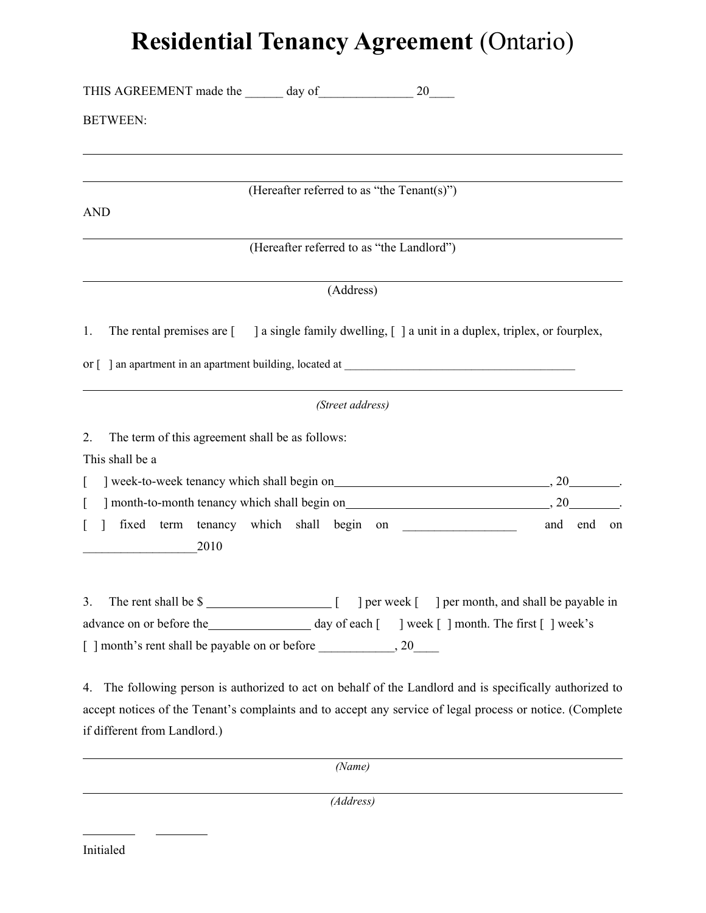# **Residential Tenancy Agreement** (Ontario)

THIS AGREEMENT made the ______ day of_______________ 20____

BETWEEN:

______________________________________________________________________________

______________________________________________________________________________

(Hereafter referred to as "the Tenant(s)")

AND

______________________________________________________________________________

(Hereafter referred to as "the Landlord")

______________________________________________________________________________

(Address)

1. The rental premises are [ ] a single family dwelling, [ ] a unit in a duplex, triplex, or fourplex, or [ ] an apartment in an apartment building, located at ________________________________________

______________________________________________________________________________

*(Street address)*

2. The term of this agreement shall be as follows:

This shall be a

[ ] week-to-week tenancy which shall begin on___________________________________, 20________.

[ ] month-to-month tenancy which shall begin on_________________________________, 20________.

[ ] fixed term tenancy which shall begin on __________________ and end on __________________2010

3. The rent shall be $ ____________________ [ ] per week [ ] per month, and shall be payable in advance on or before the________________ day of each [ ] week [ ] month. The first [ ] week's [ ] month's rent shall be payable on or before ____________, 20____

4. The following person is authorized to act on behalf of the Landlord and is specifically authorized to accept notices of the Tenant's complaints and to accept any service of legal process or notice. (Complete if different from Landlord.)

______________________________________________________________________________

*(Name)*

______________________________________________________________________________

*(Address)*

_________ _________

Initialed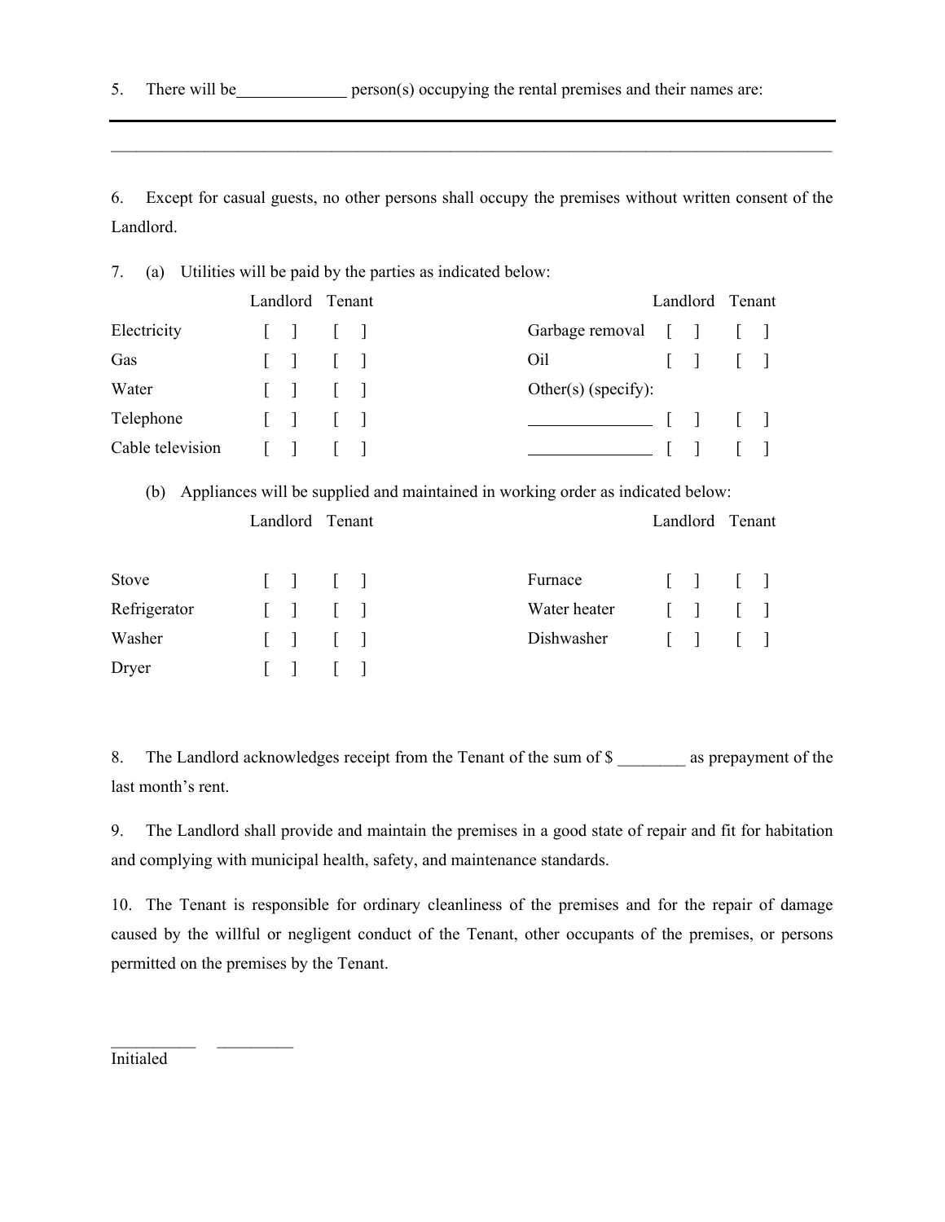5. There will be_____________ person(s) occupying the rental premises and their names are:

___________________________________________________________________________________

___________________________________________________________________________________

6. Except for casual guests, no other persons shall occupy the premises without written consent of the Landlord.

7. (a) Utilities will be paid by the parties as indicated below:

| | Landlord | Tenant | | Landlord | Tenant |
|---|---|---|---|---|---|
| Electricity | [ ] | [ ] | Garbage removal | [ ] | [ ] |
| Gas | [ ] | [ ] | Oil | [ ] | [ ] |
| Water | [ ] | [ ] | Other(s) (specify): | | |
| Telephone | [ ] | [ ] | _______________ | [ ] | [ ] |
| Cable television | [ ] | [ ] | _______________ | [ ] | [ ] |

(b) Appliances will be supplied and maintained in working order as indicated below:

| | Landlord | Tenant | | Landlord | Tenant |
|---|---|---|---|---|---|
| Stove | [ ] | [ ] | Furnace | [ ] | [ ] |
| Refrigerator | [ ] | [ ] | Water heater | [ ] | [ ] |
| Washer | [ ] | [ ] | Dishwasher | [ ] | [ ] |
| Dryer | [ ] | [ ] | | | |

8. The Landlord acknowledges receipt from the Tenant of the sum of $ ________ as prepayment of the last month's rent.

9. The Landlord shall provide and maintain the premises in a good state of repair and fit for habitation and complying with municipal health, safety, and maintenance standards.

10. The Tenant is responsible for ordinary cleanliness of the premises and for the repair of damage caused by the willful or negligent conduct of the Tenant, other occupants of the premises, or persons permitted on the premises by the Tenant.

__________ _________

Initialed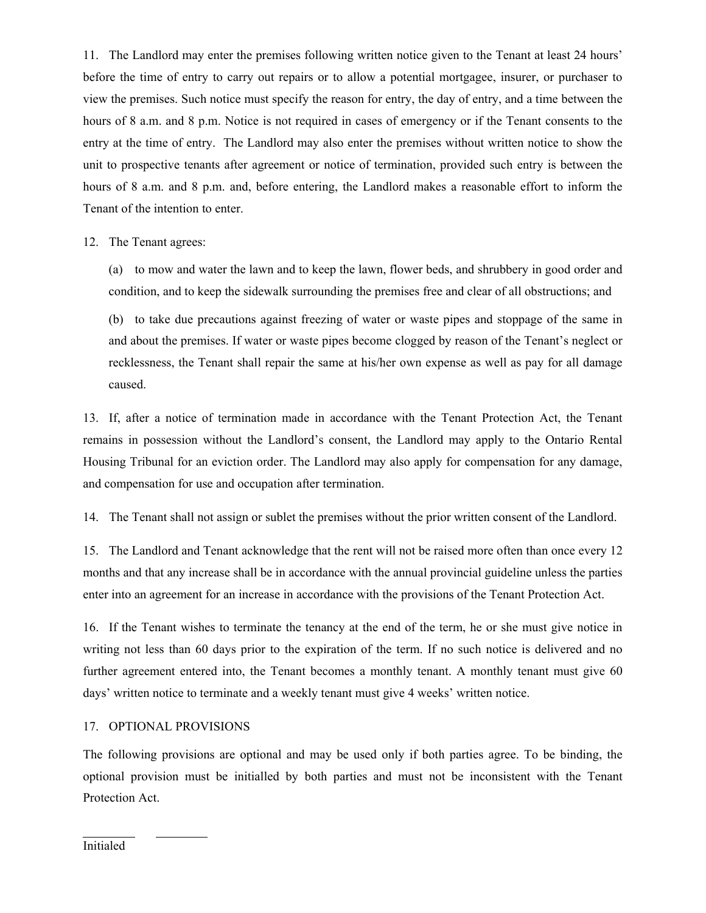11. The Landlord may enter the premises following written notice given to the Tenant at least 24 hours' before the time of entry to carry out repairs or to allow a potential mortgagee, insurer, or purchaser to view the premises. Such notice must specify the reason for entry, the day of entry, and a time between the hours of 8 a.m. and 8 p.m. Notice is not required in cases of emergency or if the Tenant consents to the entry at the time of entry. The Landlord may also enter the premises without written notice to show the unit to prospective tenants after agreement or notice of termination, provided such entry is between the hours of 8 a.m. and 8 p.m. and, before entering, the Landlord makes a reasonable effort to inform the Tenant of the intention to enter.

12. The Tenant agrees:

(a) to mow and water the lawn and to keep the lawn, flower beds, and shrubbery in good order and condition, and to keep the sidewalk surrounding the premises free and clear of all obstructions; and

(b) to take due precautions against freezing of water or waste pipes and stoppage of the same in and about the premises. If water or waste pipes become clogged by reason of the Tenant's neglect or recklessness, the Tenant shall repair the same at his/her own expense as well as pay for all damage caused.

13. If, after a notice of termination made in accordance with the Tenant Protection Act, the Tenant remains in possession without the Landlord's consent, the Landlord may apply to the Ontario Rental Housing Tribunal for an eviction order. The Landlord may also apply for compensation for any damage, and compensation for use and occupation after termination.

14. The Tenant shall not assign or sublet the premises without the prior written consent of the Landlord.

15. The Landlord and Tenant acknowledge that the rent will not be raised more often than once every 12 months and that any increase shall be in accordance with the annual provincial guideline unless the parties enter into an agreement for an increase in accordance with the provisions of the Tenant Protection Act.

16. If the Tenant wishes to terminate the tenancy at the end of the term, he or she must give notice in writing not less than 60 days prior to the expiration of the term. If no such notice is delivered and no further agreement entered into, the Tenant becomes a monthly tenant. A monthly tenant must give 60 days' written notice to terminate and a weekly tenant must give 4 weeks' written notice.

17. OPTIONAL PROVISIONS

The following provisions are optional and may be used only if both parties agree. To be binding, the optional provision must be initialled by both parties and must not be inconsistent with the Tenant Protection Act.

________ ________

Initialed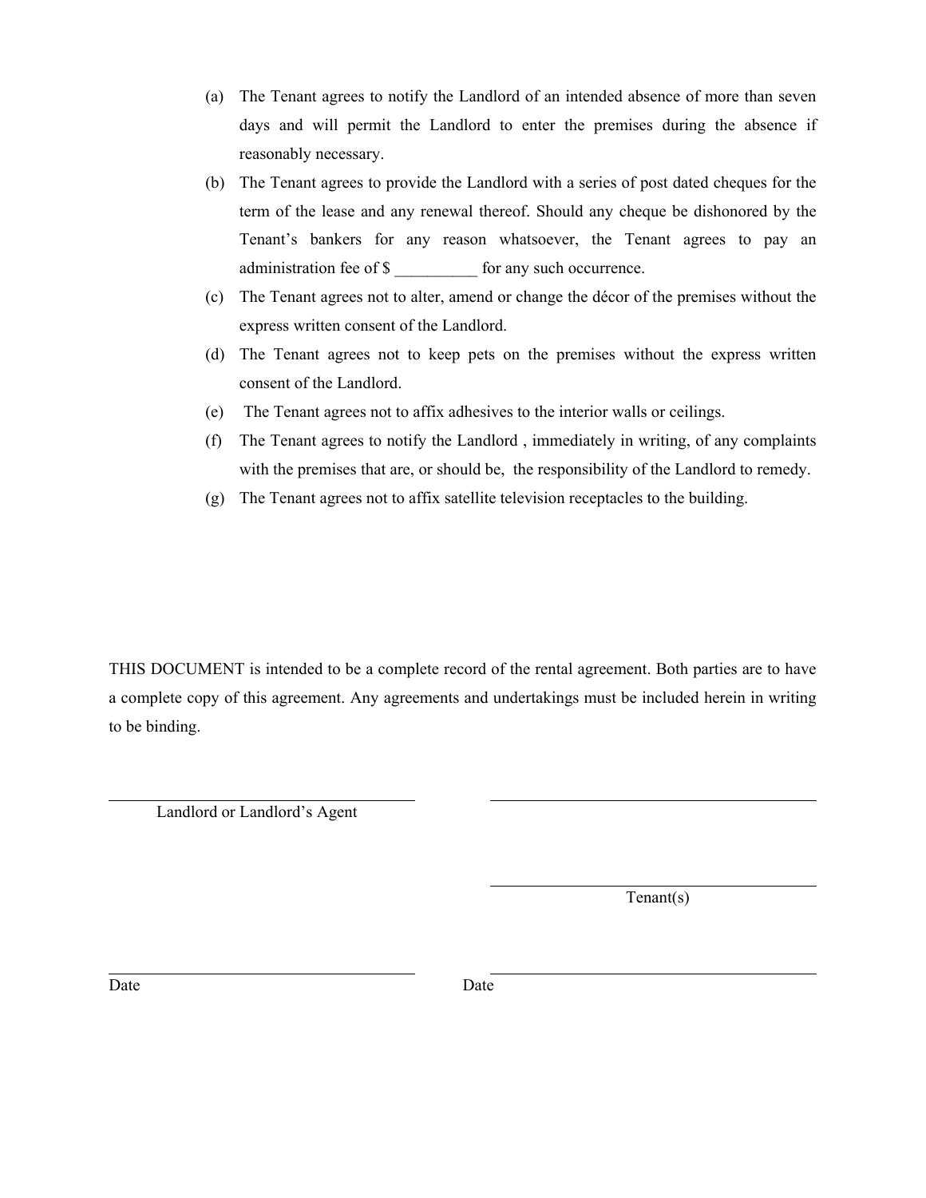(a) The Tenant agrees to notify the Landlord of an intended absence of more than seven days and will permit the Landlord to enter the premises during the absence if reasonably necessary.

(b) The Tenant agrees to provide the Landlord with a series of post dated cheques for the term of the lease and any renewal thereof. Should any cheque be dishonored by the Tenant's bankers for any reason whatsoever, the Tenant agrees to pay an administration fee of $ __________ for any such occurrence.

(c) The Tenant agrees not to alter, amend or change the décor of the premises without the express written consent of the Landlord.

(d) The Tenant agrees not to keep pets on the premises without the express written consent of the Landlord.

(e) The Tenant agrees not to affix adhesives to the interior walls or ceilings.

(f) The Tenant agrees to notify the Landlord , immediately in writing, of any complaints with the premises that are, or should be, the responsibility of the Landlord to remedy.

(g) The Tenant agrees not to affix satellite television receptacles to the building.

THIS DOCUMENT is intended to be a complete record of the rental agreement. Both parties are to have a complete copy of this agreement. Any agreements and undertakings must be included herein in writing to be binding.

\_\_\_\_\_\_\_\_\_\_\_\_\_\_\_\_\_\_\_\_\_\_\_\_\_\_\_\_\_\_\_\_\_\_\_\_
Landlord or Landlord's Agent

\_\_\_\_\_\_\_\_\_\_\_\_\_\_\_\_\_\_\_\_\_\_\_\_\_\_\_\_\_\_\_\_\_\_\_\_

\_\_\_\_\_\_\_\_\_\_\_\_\_\_\_\_\_\_\_\_\_\_\_\_\_\_\_\_\_\_\_\_\_\_\_\_
Tenant(s)

\_\_\_\_\_\_\_\_\_\_\_\_\_\_\_\_\_\_\_\_\_\_\_\_\_\_\_\_\_\_\_\_\_\_\_\_
Date

\_\_\_\_\_\_\_\_\_\_\_\_\_\_\_\_\_\_\_\_\_\_\_\_\_\_\_\_\_\_\_\_\_\_\_\_
Date